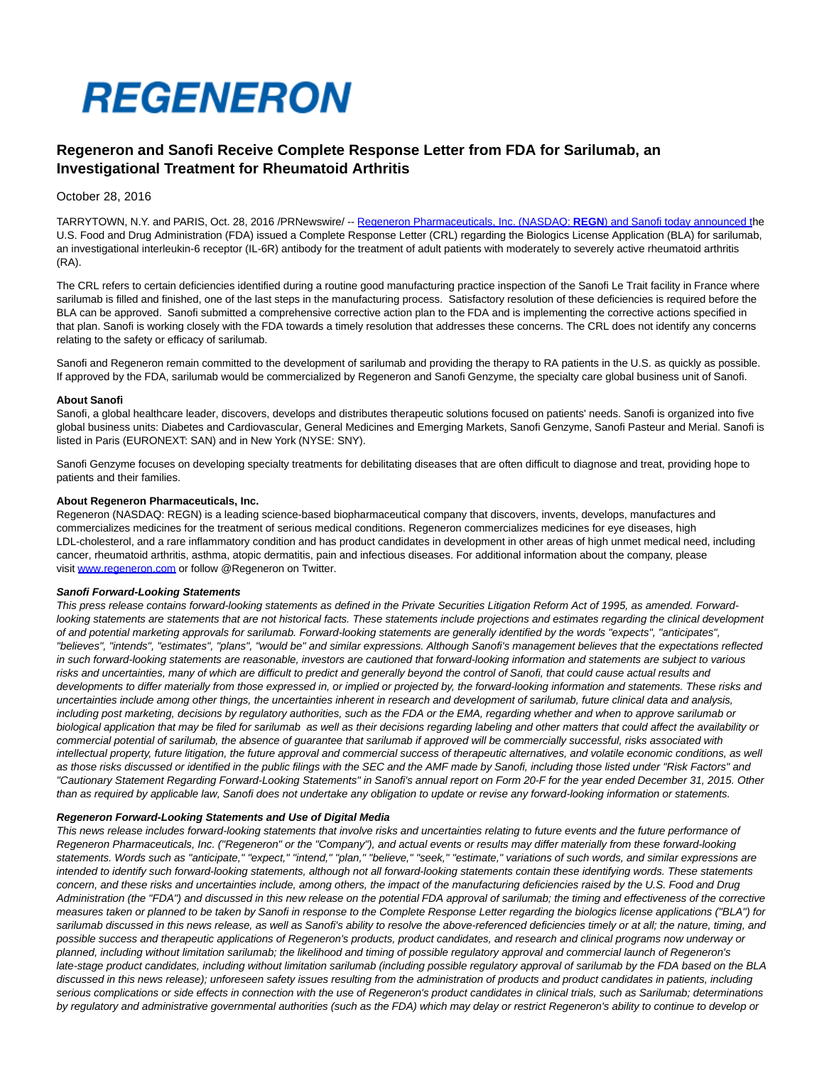# REGENERON

## Regeneron and Sanofi Receive Complete Response Letter from FDA for Sarilumab, an Investigational Treatment for Rheumatoid Arthritis

October 28, 2016

TARRYTOWN, N.Y. and PARIS, Oct. 28, 2016 /PRNewswire/ -- Regeneron Pharmaceuticals, Inc. (NASDAQ: **REGN**) and Sanofi today announced the U.S. Food and Drug Administration (FDA) issued a Complete Response Letter (CRL) regarding the Biologics License Application (BLA) for sarilumab, an investigational interleukin-6 receptor (IL-6R) antibody for the treatment of adult patients with moderately to severely active rheumatoid arthritis (RA).

The CRL refers to certain deficiencies identified during a routine good manufacturing practice inspection of the Sanofi Le Trait facility in France where sarilumab is filled and finished, one of the last steps in the manufacturing process. Satisfactory resolution of these deficiencies is required before the BLA can be approved. Sanofi submitted a comprehensive corrective action plan to the FDA and is implementing the corrective actions specified in that plan. Sanofi is working closely with the FDA towards a timely resolution that addresses these concerns. The CRL does not identify any concerns relating to the safety or efficacy of sarilumab.

Sanofi and Regeneron remain committed to the development of sarilumab and providing the therapy to RA patients in the U.S. as quickly as possible. If approved by the FDA, sarilumab would be commercialized by Regeneron and Sanofi Genzyme, the specialty care global business unit of Sanofi.

**About Sanofi**
Sanofi, a global healthcare leader, discovers, develops and distributes therapeutic solutions focused on patients' needs. Sanofi is organized into five global business units: Diabetes and Cardiovascular, General Medicines and Emerging Markets, Sanofi Genzyme, Sanofi Pasteur and Merial. Sanofi is listed in Paris (EURONEXT: SAN) and in New York (NYSE: SNY).

Sanofi Genzyme focuses on developing specialty treatments for debilitating diseases that are often difficult to diagnose and treat, providing hope to patients and their families.

**About Regeneron Pharmaceuticals, Inc.**
Regeneron (NASDAQ: REGN) is a leading science-based biopharmaceutical company that discovers, invents, develops, manufactures and commercializes medicines for the treatment of serious medical conditions. Regeneron commercializes medicines for eye diseases, high LDL-cholesterol, and a rare inflammatory condition and has product candidates in development in other areas of high unmet medical need, including cancer, rheumatoid arthritis, asthma, atopic dermatitis, pain and infectious diseases. For additional information about the company, please visit www.regeneron.com or follow @Regeneron on Twitter.

***Sanofi Forward-Looking Statements***
*This press release contains forward-looking statements as defined in the Private Securities Litigation Reform Act of 1995, as amended. Forward-looking statements are statements that are not historical facts. These statements include projections and estimates regarding the clinical development of and potential marketing approvals for sarilumab. Forward-looking statements are generally identified by the words "expects", "anticipates", "believes", "intends", "estimates", "plans", "would be" and similar expressions. Although Sanofi's management believes that the expectations reflected in such forward-looking statements are reasonable, investors are cautioned that forward-looking information and statements are subject to various risks and uncertainties, many of which are difficult to predict and generally beyond the control of Sanofi, that could cause actual results and developments to differ materially from those expressed in, or implied or projected by, the forward-looking information and statements. These risks and uncertainties include among other things, the uncertainties inherent in research and development of sarilumab, future clinical data and analysis, including post marketing, decisions by regulatory authorities, such as the FDA or the EMA, regarding whether and when to approve sarilumab or biological application that may be filed for sarilumab as well as their decisions regarding labeling and other matters that could affect the availability or commercial potential of sarilumab, the absence of guarantee that sarilumab if approved will be commercially successful, risks associated with intellectual property, future litigation, the future approval and commercial success of therapeutic alternatives, and volatile economic conditions, as well as those risks discussed or identified in the public filings with the SEC and the AMF made by Sanofi, including those listed under "Risk Factors" and "Cautionary Statement Regarding Forward-Looking Statements" in Sanofi's annual report on Form 20-F for the year ended December 31, 2015. Other than as required by applicable law, Sanofi does not undertake any obligation to update or revise any forward-looking information or statements.*

***Regeneron Forward-Looking Statements and Use of Digital Media***
*This news release includes forward-looking statements that involve risks and uncertainties relating to future events and the future performance of Regeneron Pharmaceuticals, Inc. ("Regeneron" or the "Company"), and actual events or results may differ materially from these forward-looking statements. Words such as "anticipate," "expect," "intend," "plan," "believe," "seek," "estimate," variations of such words, and similar expressions are intended to identify such forward-looking statements, although not all forward-looking statements contain these identifying words. These statements concern, and these risks and uncertainties include, among others, the impact of the manufacturing deficiencies raised by the U.S. Food and Drug Administration (the "FDA") and discussed in this new release on the potential FDA approval of sarilumab; the timing and effectiveness of the corrective measures taken or planned to be taken by Sanofi in response to the Complete Response Letter regarding the biologics license applications ("BLA") for sarilumab discussed in this news release, as well as Sanofi's ability to resolve the above-referenced deficiencies timely or at all; the nature, timing, and possible success and therapeutic applications of Regeneron's products, product candidates, and research and clinical programs now underway or planned, including without limitation sarilumab; the likelihood and timing of possible regulatory approval and commercial launch of Regeneron's late-stage product candidates, including without limitation sarilumab (including possible regulatory approval of sarilumab by the FDA based on the BLA discussed in this news release); unforeseen safety issues resulting from the administration of products and product candidates in patients, including serious complications or side effects in connection with the use of Regeneron's product candidates in clinical trials, such as Sarilumab; determinations by regulatory and administrative governmental authorities (such as the FDA) which may delay or restrict Regeneron's ability to continue to develop or*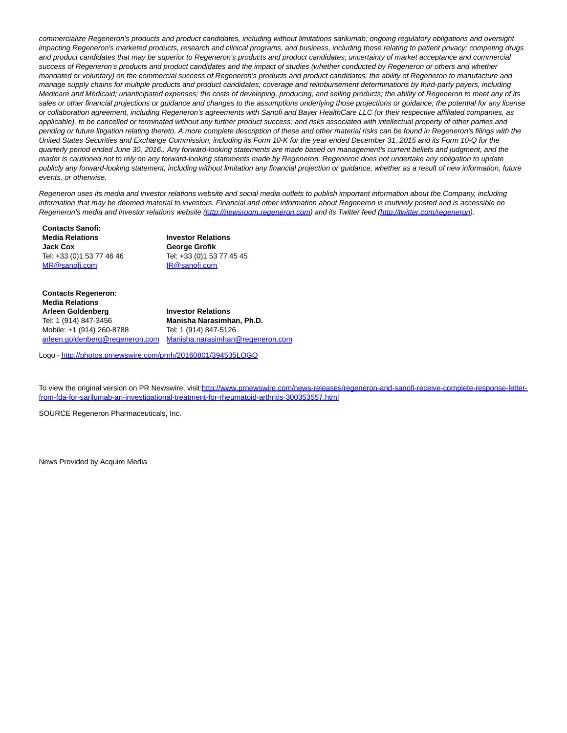*commercialize Regeneron's products and product candidates, including without limitations sarilumab; ongoing regulatory obligations and oversight impacting Regeneron's marketed products, research and clinical programs, and business, including those relating to patient privacy; competing drugs and product candidates that may be superior to Regeneron's products and product candidates; uncertainty of market acceptance and commercial success of Regeneron's products and product candidates and the impact of studies (whether conducted by Regeneron or others and whether mandated or voluntary) on the commercial success of Regeneron's products and product candidates; the ability of Regeneron to manufacture and manage supply chains for multiple products and product candidates; coverage and reimbursement determinations by third-party payers, including Medicare and Medicaid; unanticipated expenses; the costs of developing, producing, and selling products; the ability of Regeneron to meet any of its sales or other financial projections or guidance and changes to the assumptions underlying those projections or guidance; the potential for any license or collaboration agreement, including Regeneron's agreements with Sanofi and Bayer HealthCare LLC (or their respective affiliated companies, as applicable), to be cancelled or terminated without any further product success; and risks associated with intellectual property of other parties and pending or future litigation relating thereto. A more complete description of these and other material risks can be found in Regeneron's filings with the United States Securities and Exchange Commission, including its Form 10-K for the year ended December 31, 2015 and its Form 10-Q for the quarterly period ended June 30, 2016.. Any forward-looking statements are made based on management's current beliefs and judgment, and the reader is cautioned not to rely on any forward-looking statements made by Regeneron. Regeneron does not undertake any obligation to update publicly any forward-looking statement, including without limitation any financial projection or guidance, whether as a result of new information, future events, or otherwise.*

*Regeneron uses its media and investor relations website and social media outlets to publish important information about the Company, including information that may be deemed material to investors. Financial and other information about Regeneron is routinely posted and is accessible on Regeneron's media and investor relations website (http://newsroom.regeneron.com) and its Twitter feed (http://twitter.com/regeneron).*

**Contacts Sanofi:**

| | |
|---|---|
| **Media Relations** | **Investor Relations** |
| **Jack Cox** | **George Grofik** |
| Tel: +33 (0)1 53 77 46 46 | Tel: +33 (0)1 53 77 45 45 |
| MR@sanofi.com | IR@sanofi.com |

**Contacts Regeneron:**

| | |
|---|---|
| **Media Relations** | |
| **Arleen Goldenberg** | **Investor Relations** |
| Tel: 1 (914) 847-3456 | **Manisha Narasimhan, Ph.D.** |
| Mobile: +1 (914) 260-8788 | Tel: 1 (914) 847-5126 |
| arleen.goldenberg@regeneron.com | Manisha.narasimhan@regeneron.com |

Logo - http://photos.prnewswire.com/prnh/20160801/394535LOGO

To view the original version on PR Newswire, visit:http://www.prnewswire.com/news-releases/regeneron-and-sanofi-receive-complete-response-letter-from-fda-for-sarilumab-an-investigational-treatment-for-rheumatoid-arthritis-300353557.html

SOURCE Regeneron Pharmaceuticals, Inc.

News Provided by Acquire Media